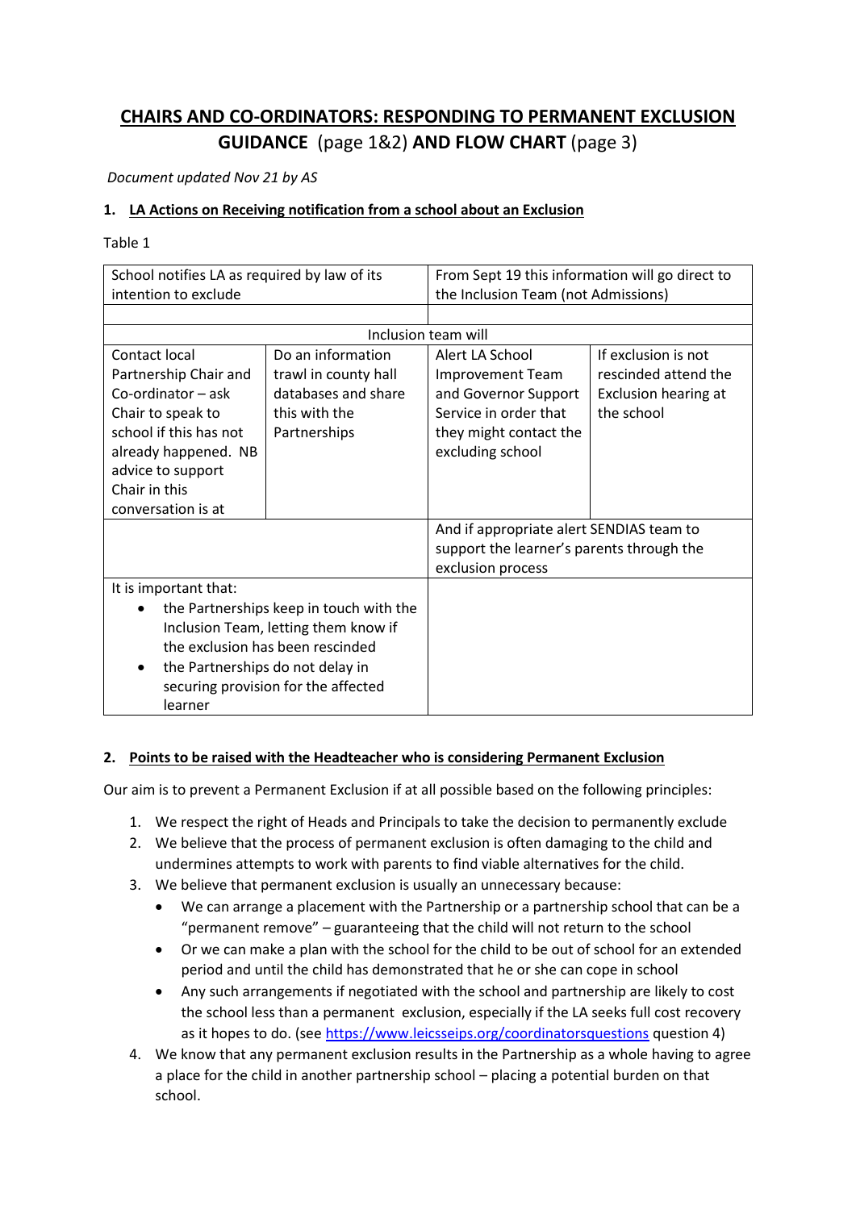# CHAIRS AND CO-ORDINATORS: RESPONDING TO PERMANENT EXCLUSION GUIDANCE (page 1&2) AND FLOW CHART (page 3)

*Document updated Nov 21 by AS*

## 1. LA Actions on Receiving notification from a school about an Exclusion

Table 1

| School notifies LA as required by law of its intention to exclude | | From Sept 19 this information will go direct to the Inclusion Team (not Admissions) | |
|---|---|---|---|
| | | | |
| Inclusion team will | | | |
| Contact local Partnership Chair and Co-ordinator – ask Chair to speak to school if this has not already happened. NB advice to support Chair in this conversation is at | Do an information trawl in county hall databases and share this with the Partnerships | Alert LA School Improvement Team and Governor Support Service in order that they might contact the excluding school | If exclusion is not rescinded attend the Exclusion hearing at the school |
| | | And if appropriate alert SENDIAS team to support the learner's parents through the exclusion process | |
| It is important that:<br>• the Partnerships keep in touch with the Inclusion Team, letting them know if the exclusion has been rescinded<br>• the Partnerships do not delay in securing provision for the affected learner | | | |

## 2. Points to be raised with the Headteacher who is considering Permanent Exclusion

Our aim is to prevent a Permanent Exclusion if at all possible based on the following principles:

1. We respect the right of Heads and Principals to take the decision to permanently exclude
2. We believe that the process of permanent exclusion is often damaging to the child and undermines attempts to work with parents to find viable alternatives for the child.
3. We believe that permanent exclusion is usually an unnecessary because:
   - We can arrange a placement with the Partnership or a partnership school that can be a "permanent remove" – guaranteeing that the child will not return to the school
   - Or we can make a plan with the school for the child to be out of school for an extended period and until the child has demonstrated that he or she can cope in school
   - Any such arrangements if negotiated with the school and partnership are likely to cost the school less than a permanent exclusion, especially if the LA seeks full cost recovery as it hopes to do. (see https://www.leicsseips.org/coordinatorsquestions question 4)
4. We know that any permanent exclusion results in the Partnership as a whole having to agree a place for the child in another partnership school – placing a potential burden on that school.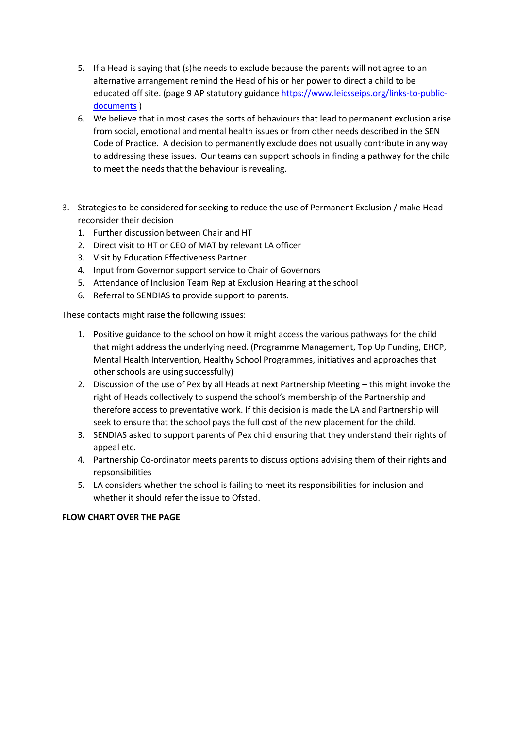5. If a Head is saying that (s)he needs to exclude because the parents will not agree to an alternative arrangement remind the Head of his or her power to direct a child to be educated off site. (page 9 AP statutory guidance [https://www.leicsseips.org/links-to-public-documents](https://www.leicsseips.org/links-to-public-documents) )
6. We believe that in most cases the sorts of behaviours that lead to permanent exclusion arise from social, emotional and mental health issues or from other needs described in the SEN Code of Practice. A decision to permanently exclude does not usually contribute in any way to addressing these issues. Our teams can support schools in finding a pathway for the child to meet the needs that the behaviour is revealing.

3. <u>Strategies to be considered for seeking to reduce the use of Permanent Exclusion / make Head reconsider their decision</u>
   1. Further discussion between Chair and HT
   2. Direct visit to HT or CEO of MAT by relevant LA officer
   3. Visit by Education Effectiveness Partner
   4. Input from Governor support service to Chair of Governors
   5. Attendance of Inclusion Team Rep at Exclusion Hearing at the school
   6. Referral to SENDIAS to provide support to parents.

These contacts might raise the following issues:

1. Positive guidance to the school on how it might access the various pathways for the child that might address the underlying need. (Programme Management, Top Up Funding, EHCP, Mental Health Intervention, Healthy School Programmes, initiatives and approaches that other schools are using successfully)
2. Discussion of the use of Pex by all Heads at next Partnership Meeting – this might invoke the right of Heads collectively to suspend the school's membership of the Partnership and therefore access to preventative work. If this decision is made the LA and Partnership will seek to ensure that the school pays the full cost of the new placement for the child.
3. SENDIAS asked to support parents of Pex child ensuring that they understand their rights of appeal etc.
4. Partnership Co-ordinator meets parents to discuss options advising them of their rights and repsonsibilities
5. LA considers whether the school is failing to meet its responsibilities for inclusion and whether it should refer the issue to Ofsted.

**FLOW CHART OVER THE PAGE**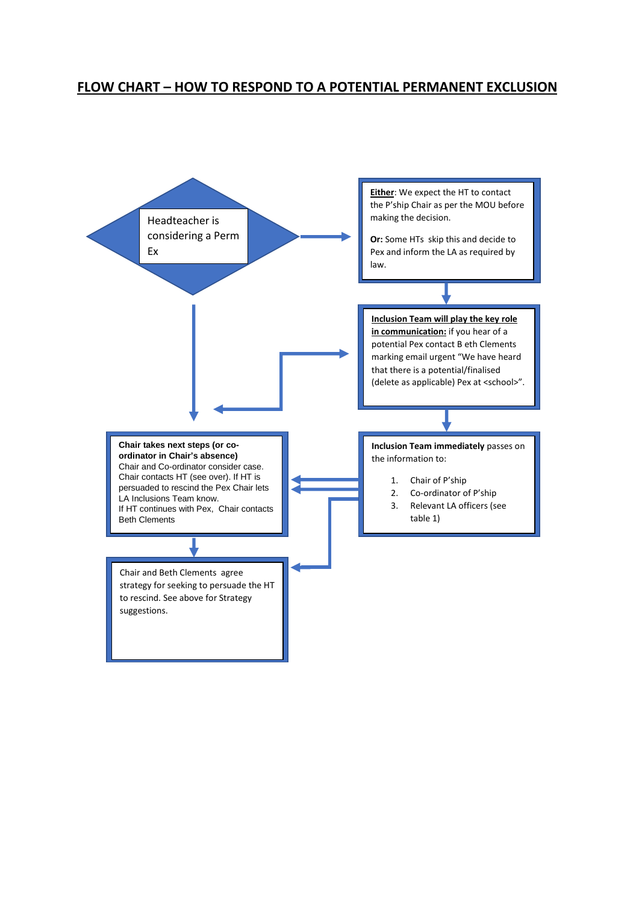# FLOW CHART – HOW TO RESPOND TO A POTENTIAL PERMANENT EXCLUSION

Headteacher is considering a Perm Ex

**Either**: We expect the HT to contact the P'ship Chair as per the MOU before making the decision.

**Or:** Some HTs skip this and decide to Pex and inform the LA as required by law.

**Inclusion Team will play the key role in communication:** if you hear of a potential Pex contact B eth Clements marking email urgent "We have heard that there is a potential/finalised (delete as applicable) Pex at <school>".

**Inclusion Team immediately** passes on the information to:

1. Chair of P'ship
2. Co-ordinator of P'ship
3. Relevant LA officers (see table 1)

**Chair takes next steps (or co-ordinator in Chair's absence)**
Chair and Co-ordinator consider case. Chair contacts HT (see over). If HT is persuaded to rescind the Pex Chair lets LA Inclusions Team know.
If HT continues with Pex, Chair contacts Beth Clements

Chair and Beth Clements agree strategy for seeking to persuade the HT to rescind. See above for Strategy suggestions.